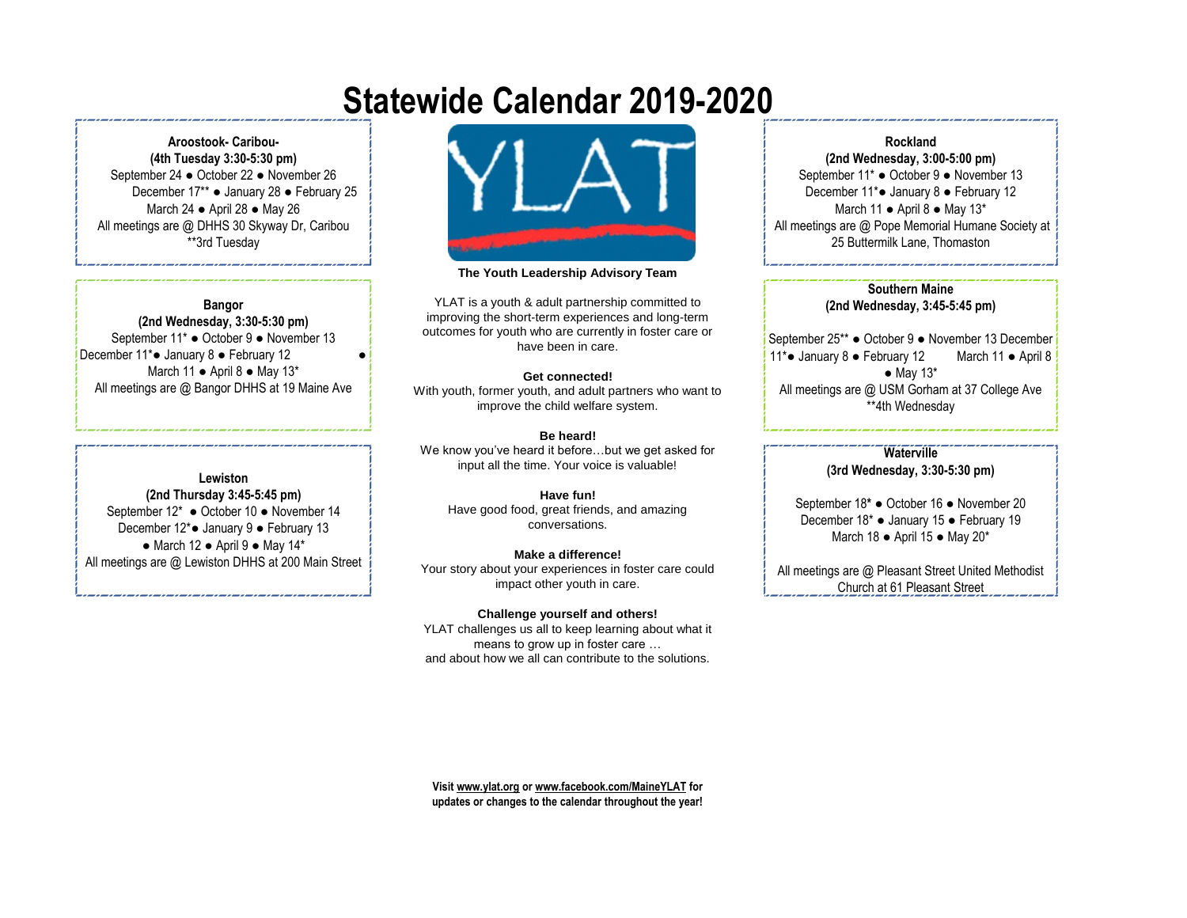# Statewide Calendar 2019-2020

**Aroostook- Caribou-**
**(4th Tuesday 3:30-5:30 pm)**
September 24 ● October 22 ● November 26
December 17** ● January 28 ● February 25
March 24 ● April 28 ● May 26
All meetings are @ DHHS 30 Skyway Dr, Caribou
**3rd Tuesday

**Bangor**
**(2nd Wednesday, 3:30-5:30 pm)**
September 11* ● October 9 ● November 13
December 11*● January 8 ● February 12 ●
March 11 ● April 8 ● May 13*
All meetings are @ Bangor DHHS at 19 Maine Ave

**Lewiston**
**(2nd Thursday 3:45-5:45 pm)**
September 12* ● October 10 ● November 14
December 12*● January 9 ● February 13
● March 12 ● April 9 ● May 14*
All meetings are @ Lewiston DHHS at 200 Main Street

YLAT

**The Youth Leadership Advisory Team**

YLAT is a youth & adult partnership committed to improving the short-term experiences and long-term outcomes for youth who are currently in foster care or have been in care.

**Get connected!**
With youth, former youth, and adult partners who want to improve the child welfare system.

**Be heard!**
We know you've heard it before…but we get asked for input all the time. Your voice is valuable!

**Have fun!**
Have good food, great friends, and amazing conversations.

**Make a difference!**
Your story about your experiences in foster care could impact other youth in care.

**Challenge yourself and others!**
YLAT challenges us all to keep learning about what it means to grow up in foster care …
and about how we all can contribute to the solutions.

**Rockland**
**(2nd Wednesday, 3:00-5:00 pm)**
September 11* ● October 9 ● November 13
December 11*● January 8 ● February 12
March 11 ● April 8 ● May 13*
All meetings are @ Pope Memorial Humane Society at 25 Buttermilk Lane, Thomaston

**Southern Maine**
**(2nd Wednesday, 3:45-5:45 pm)**
September 25** ● October 9 ● November 13 December 11*● January 8 ● February 12 March 11 ● April 8 ● May 13*
All meetings are @ USM Gorham at 37 College Ave
**4th Wednesday

**Waterville**
**(3rd Wednesday, 3:30-5:30 pm)**
September 18* ● October 16 ● November 20
December 18* ● January 15 ● February 19
March 18 ● April 15 ● May 20*
All meetings are @ Pleasant Street United Methodist Church at 61 Pleasant Street

**Visit www.ylat.org or www.facebook.com/MaineYLAT for updates or changes to the calendar throughout the year!**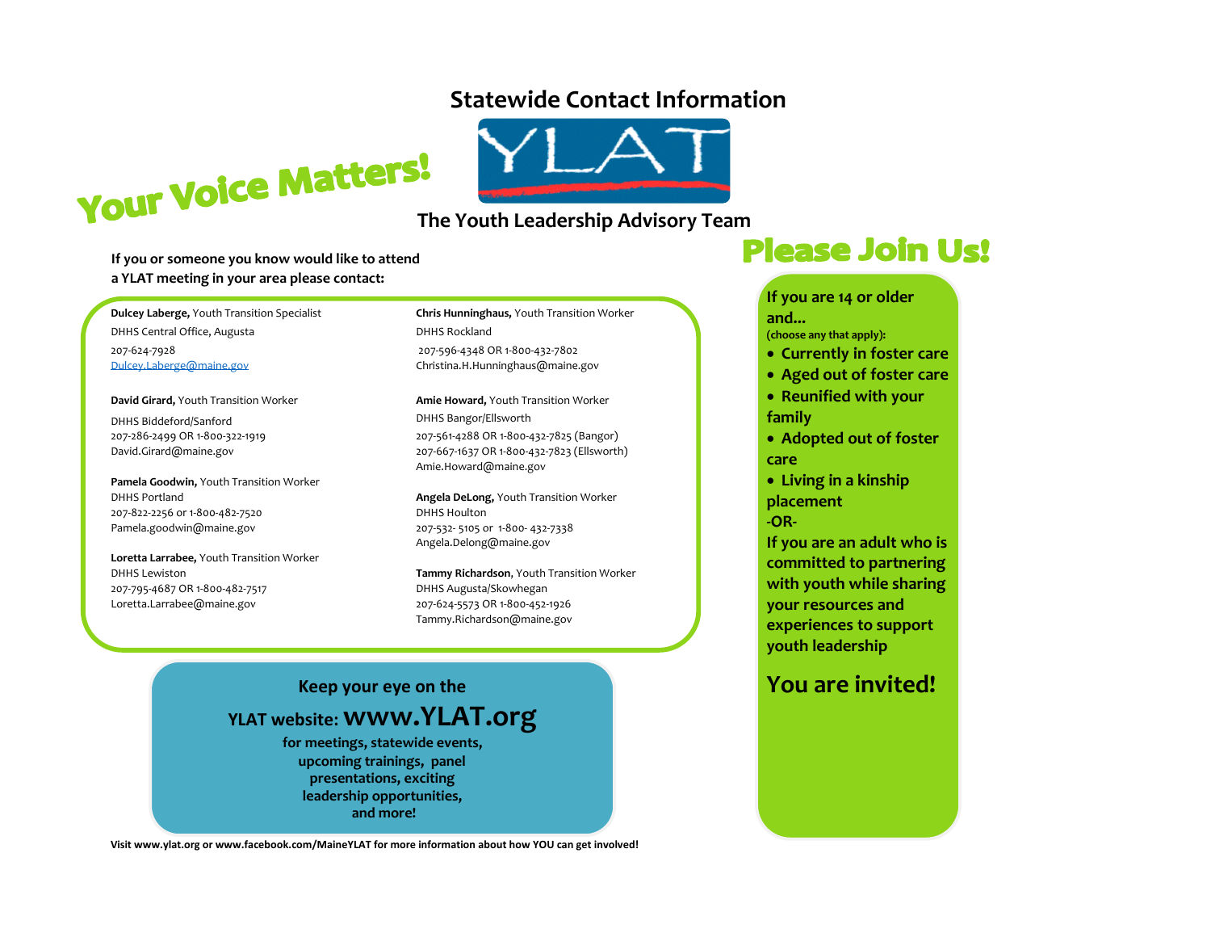# Statewide Contact Information

YLAT

## The Youth Leadership Advisory Team

**Your Voice Matters!**

**If you or someone you know would like to attend a YLAT meeting in your area please contact:**

**Dulcey Laberge,** Youth Transition Specialist
DHHS Central Office, Augusta
207-624-7928
Dulcey.Laberge@maine.gov

**David Girard,** Youth Transition Worker
DHHS Biddeford/Sanford
207-286-2499 OR 1-800-322-1919
David.Girard@maine.gov

**Pamela Goodwin,** Youth Transition Worker
DHHS Portland
207-822-2256 or 1-800-482-7520
Pamela.goodwin@maine.gov

**Loretta Larrabee,** Youth Transition Worker
DHHS Lewiston
207-795-4687 OR 1-800-482-7517
Loretta.Larrabee@maine.gov

**Chris Hunninghaus,** Youth Transition Worker
DHHS Rockland
207-596-4348 OR 1-800-432-7802
Christina.H.Hunninghaus@maine.gov

**Amie Howard,** Youth Transition Worker
DHHS Bangor/Ellsworth
207-561-4288 OR 1-800-432-7825 (Bangor)
207-667-1637 OR 1-800-432-7823 (Ellsworth)
Amie.Howard@maine.gov

**Angela DeLong,** Youth Transition Worker
DHHS Houlton
207-532- 5105 or 1-800- 432-7338
Angela.Delong@maine.gov

**Tammy Richardson**, Youth Transition Worker
DHHS Augusta/Skowhegan
207-624-5573 OR 1-800-452-1926
Tammy.Richardson@maine.gov

**Keep your eye on the YLAT website: www.YLAT.org for meetings, statewide events, upcoming trainings, panel presentations, exciting leadership opportunities, and more!**

**Visit www.ylat.org or www.facebook.com/MaineYLAT for more information about how YOU can get involved!**

## Please Join Us!

**If you are 14 or older and...**
**(choose any that apply):**

- **Currently in foster care**
- **Aged out of foster care**
- **Reunified with your family**
- **Adopted out of foster care**
- **Living in a kinship placement**

**-OR-**

**If you are an adult who is committed to partnering with youth while sharing your resources and experiences to support youth leadership**

**You are invited!**